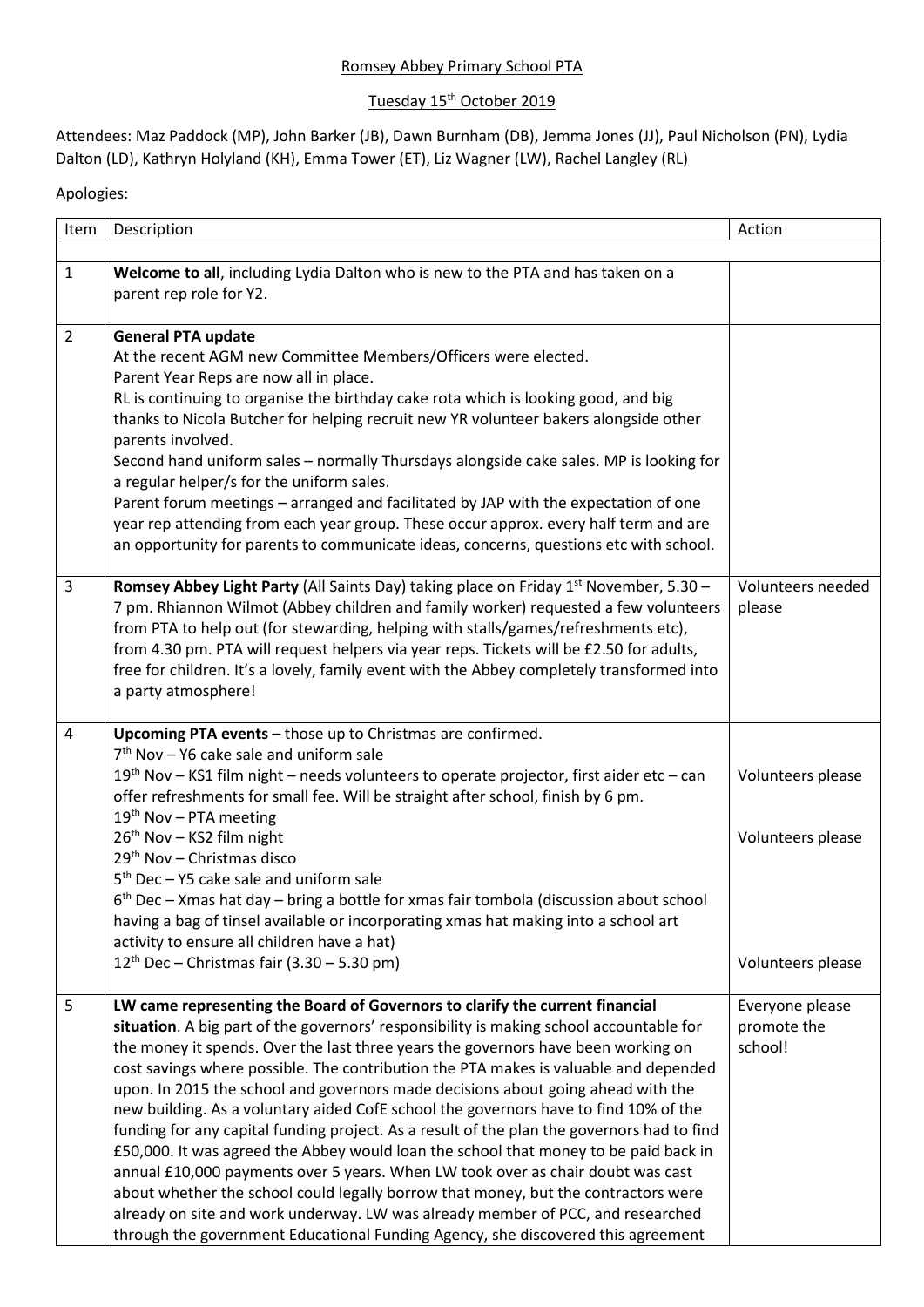Romsey Abbey Primary School PTA

Tuesday 15th October 2019

Attendees: Maz Paddock (MP), John Barker (JB), Dawn Burnham (DB), Jemma Jones (JJ), Paul Nicholson (PN), Lydia Dalton (LD), Kathryn Holyland (KH), Emma Tower (ET), Liz Wagner (LW), Rachel Langley (RL)

Apologies:

| Item | Description | Action |
|---|---|---|
| | | |
| 1 | **Welcome to all**, including Lydia Dalton who is new to the PTA and has taken on a parent rep role for Y2. | |
| 2 | **General PTA update**<br>At the recent AGM new Committee Members/Officers were elected.<br>Parent Year Reps are now all in place.<br>RL is continuing to organise the birthday cake rota which is looking good, and big thanks to Nicola Butcher for helping recruit new YR volunteer bakers alongside other parents involved.<br>Second hand uniform sales – normally Thursdays alongside cake sales. MP is looking for a regular helper/s for the uniform sales.<br>Parent forum meetings – arranged and facilitated by JAP with the expectation of one year rep attending from each year group. These occur approx. every half term and are an opportunity for parents to communicate ideas, concerns, questions etc with school. | |
| 3 | **Romsey Abbey Light Party** (All Saints Day) taking place on Friday 1st November, 5.30 – 7 pm. Rhiannon Wilmot (Abbey children and family worker) requested a few volunteers from PTA to help out (for stewarding, helping with stalls/games/refreshments etc), from 4.30 pm. PTA will request helpers via year reps. Tickets will be £2.50 for adults, free for children. It's a lovely, family event with the Abbey completely transformed into a party atmosphere! | Volunteers needed please |
| 4 | **Upcoming PTA events** – those up to Christmas are confirmed.<br>7th Nov – Y6 cake sale and uniform sale<br>19th Nov – KS1 film night – needs volunteers to operate projector, first aider etc – can offer refreshments for small fee. Will be straight after school, finish by 6 pm.<br>19th Nov – PTA meeting<br>26th Nov – KS2 film night<br>29th Nov – Christmas disco<br>5th Dec – Y5 cake sale and uniform sale<br>6th Dec – Xmas hat day – bring a bottle for xmas fair tombola (discussion about school having a bag of tinsel available or incorporating xmas hat making into a school art activity to ensure all children have a hat)<br>12th Dec – Christmas fair (3.30 – 5.30 pm) | Volunteers please<br><br>Volunteers please<br><br>Volunteers please |
| 5 | **LW came representing the Board of Governors to clarify the current financial situation**. A big part of the governors' responsibility is making school accountable for the money it spends. Over the last three years the governors have been working on cost savings where possible. The contribution the PTA makes is valuable and depended upon. In 2015 the school and governors made decisions about going ahead with the new building. As a voluntary aided CofE school the governors have to find 10% of the funding for any capital funding project. As a result of the plan the governors had to find £50,000. It was agreed the Abbey would loan the school that money to be paid back in annual £10,000 payments over 5 years. When LW took over as chair doubt was cast about whether the school could legally borrow that money, but the contractors were already on site and work underway. LW was already member of PCC, and researched through the government Educational Funding Agency, she discovered this agreement | Everyone please promote the school! |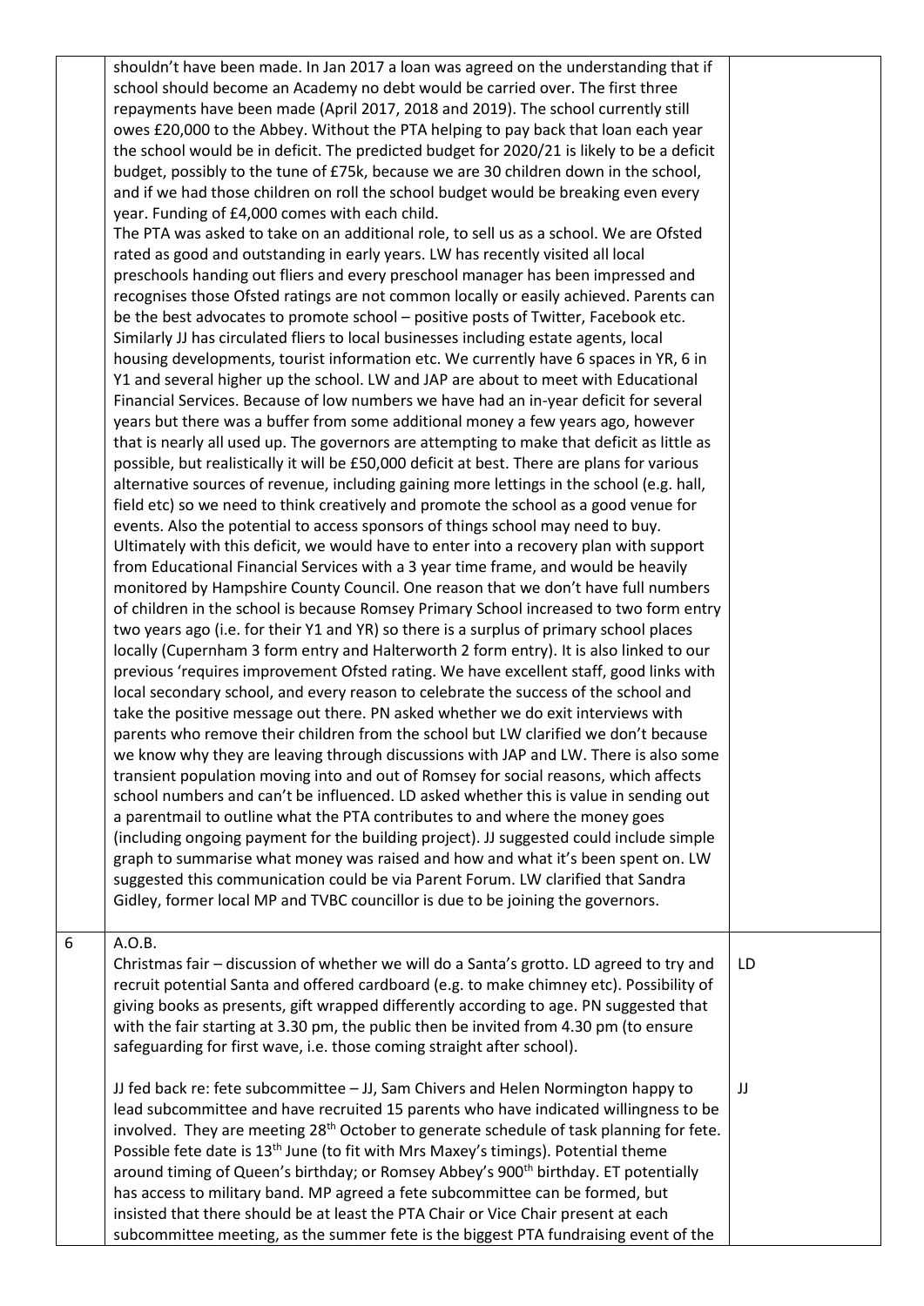| | | |
|---|---|---|
| | shouldn't have been made. In Jan 2017 a loan was agreed on the understanding that if school should become an Academy no debt would be carried over. The first three repayments have been made (April 2017, 2018 and 2019). The school currently still owes £20,000 to the Abbey. Without the PTA helping to pay back that loan each year the school would be in deficit. The predicted budget for 2020/21 is likely to be a deficit budget, possibly to the tune of £75k, because we are 30 children down in the school, and if we had those children on roll the school budget would be breaking even every year. Funding of £4,000 comes with each child.<br>The PTA was asked to take on an additional role, to sell us as a school. We are Ofsted rated as good and outstanding in early years. LW has recently visited all local preschools handing out fliers and every preschool manager has been impressed and recognises those Ofsted ratings are not common locally or easily achieved. Parents can be the best advocates to promote school – positive posts of Twitter, Facebook etc. Similarly JJ has circulated fliers to local businesses including estate agents, local housing developments, tourist information etc. We currently have 6 spaces in YR, 6 in Y1 and several higher up the school. LW and JAP are about to meet with Educational Financial Services. Because of low numbers we have had an in-year deficit for several years but there was a buffer from some additional money a few years ago, however that is nearly all used up. The governors are attempting to make that deficit as little as possible, but realistically it will be £50,000 deficit at best. There are plans for various alternative sources of revenue, including gaining more lettings in the school (e.g. hall, field etc) so we need to think creatively and promote the school as a good venue for events. Also the potential to access sponsors of things school may need to buy. Ultimately with this deficit, we would have to enter into a recovery plan with support from Educational Financial Services with a 3 year time frame, and would be heavily monitored by Hampshire County Council. One reason that we don't have full numbers of children in the school is because Romsey Primary School increased to two form entry two years ago (i.e. for their Y1 and YR) so there is a surplus of primary school places locally (Cupernham 3 form entry and Halterworth 2 form entry). It is also linked to our previous 'requires improvement Ofsted rating. We have excellent staff, good links with local secondary school, and every reason to celebrate the success of the school and take the positive message out there. PN asked whether we do exit interviews with parents who remove their children from the school but LW clarified we don't because we know why they are leaving through discussions with JAP and LW. There is also some transient population moving into and out of Romsey for social reasons, which affects school numbers and can't be influenced. LD asked whether this is value in sending out a parentmail to outline what the PTA contributes to and where the money goes (including ongoing payment for the building project). JJ suggested could include simple graph to summarise what money was raised and how and what it's been spent on. LW suggested this communication could be via Parent Forum. LW clarified that Sandra Gidley, former local MP and TVBC councillor is due to be joining the governors. | |
| 6 | A.O.B.<br>Christmas fair – discussion of whether we will do a Santa's grotto. LD agreed to try and recruit potential Santa and offered cardboard (e.g. to make chimney etc). Possibility of giving books as presents, gift wrapped differently according to age. PN suggested that with the fair starting at 3.30 pm, the public then be invited from 4.30 pm (to ensure safeguarding for first wave, i.e. those coming straight after school).<br><br>JJ fed back re: fete subcommittee – JJ, Sam Chivers and Helen Normington happy to lead subcommittee and have recruited 15 parents who have indicated willingness to be involved. They are meeting 28th October to generate schedule of task planning for fete. Possible fete date is 13th June (to fit with Mrs Maxey's timings). Potential theme around timing of Queen's birthday; or Romsey Abbey's 900th birthday. ET potentially has access to military band. MP agreed a fete subcommittee can be formed, but insisted that there should be at least the PTA Chair or Vice Chair present at each subcommittee meeting, as the summer fete is the biggest PTA fundraising event of the | LD<br><br><br><br><br><br>JJ |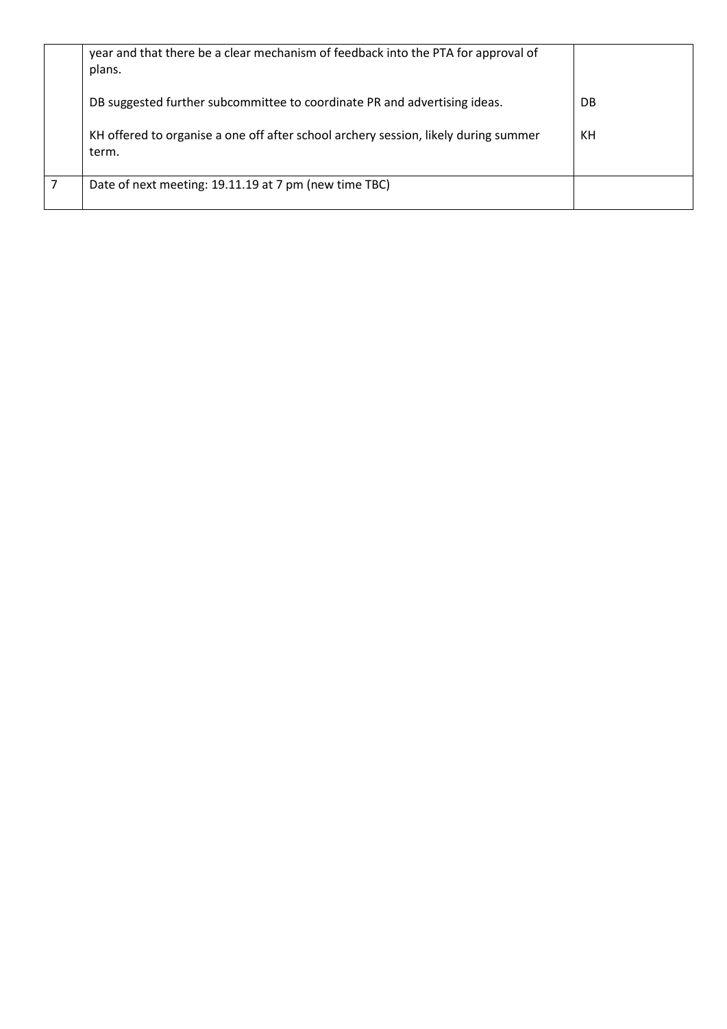| | | |
|---|---|---|
| | year and that there be a clear mechanism of feedback into the PTA for approval of plans.<br><br>DB suggested further subcommittee to coordinate PR and advertising ideas.<br><br>KH offered to organise a one off after school archery session, likely during summer term. | <br><br>DB<br><br>KH |
| 7 | Date of next meeting: 19.11.19 at 7 pm (new time TBC) | |